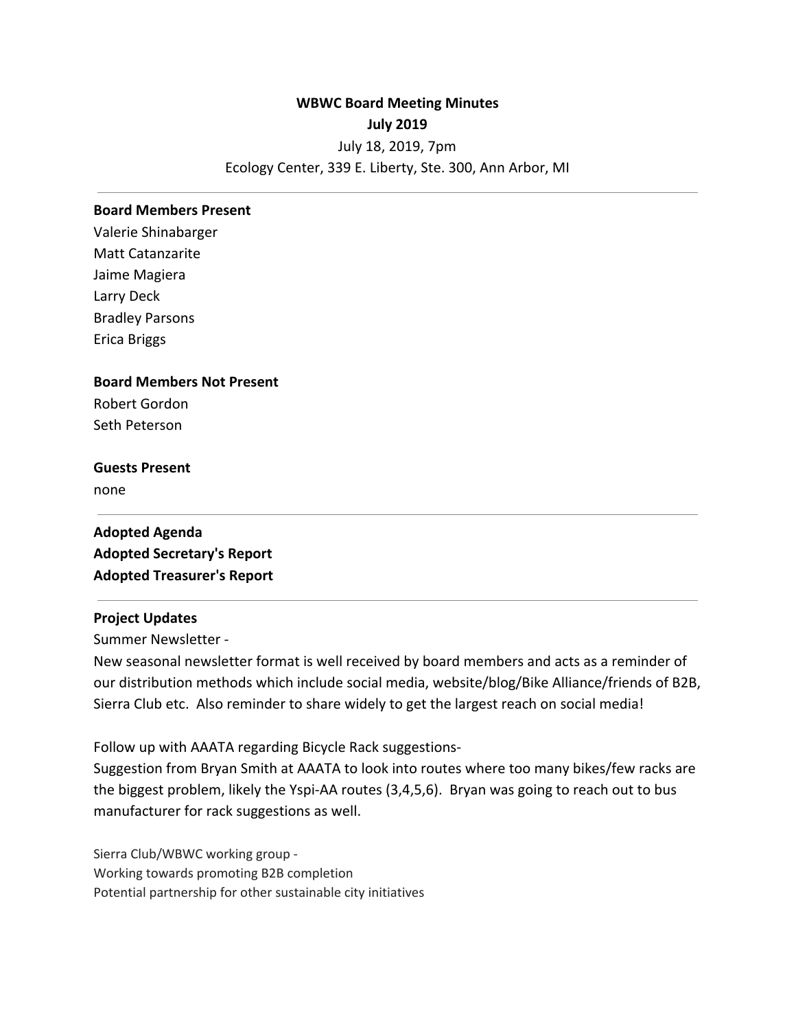# WBWC Board Meeting Minutes
## July 2019

July 18, 2019, 7pm
Ecology Center, 339 E. Liberty, Ste. 300, Ann Arbor, MI

---

**Board Members Present**
Valerie Shinabarger
Matt Catanzarite
Jaime Magiera
Larry Deck
Bradley Parsons
Erica Briggs

**Board Members Not Present**
Robert Gordon
Seth Peterson

**Guests Present**
none

---

**Adopted Agenda**
**Adopted Secretary's Report**
**Adopted Treasurer's Report**

---

**Project Updates**

Summer Newsletter -
New seasonal newsletter format is well received by board members and acts as a reminder of our distribution methods which include social media, website/blog/Bike Alliance/friends of B2B, Sierra Club etc. Also reminder to share widely to get the largest reach on social media!

Follow up with AAATA regarding Bicycle Rack suggestions-
Suggestion from Bryan Smith at AAATA to look into routes where too many bikes/few racks are the biggest problem, likely the Yspi-AA routes (3,4,5,6). Bryan was going to reach out to bus manufacturer for rack suggestions as well.

Sierra Club/WBWC working group -
Working towards promoting B2B completion
Potential partnership for other sustainable city initiatives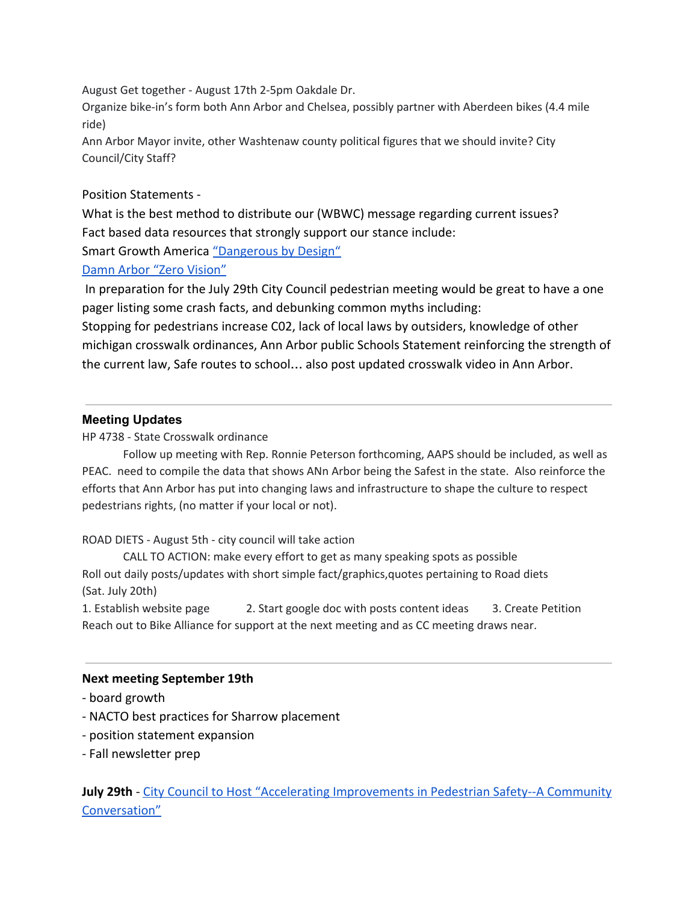August Get together - August 17th 2-5pm Oakdale Dr.
Organize bike-in's form both Ann Arbor and Chelsea, possibly partner with Aberdeen bikes (4.4 mile ride)
Ann Arbor Mayor invite, other Washtenaw county political figures that we should invite? City Council/City Staff?

Position Statements -
What is the best method to distribute our (WBWC) message regarding current issues?
Fact based data resources that strongly support our stance include:
Smart Growth America "Dangerous by Design"
Damn Arbor "Zero Vision"
In preparation for the July 29th City Council pedestrian meeting would be great to have a one pager listing some crash facts, and debunking common myths including:
Stopping for pedestrians increase C02, lack of local laws by outsiders, knowledge of other michigan crosswalk ordinances, Ann Arbor public Schools Statement reinforcing the strength of the current law, Safe routes to school... also post updated crosswalk video in Ann Arbor.

---

### Meeting Updates

HP 4738 - State Crosswalk ordinance

Follow up meeting with Rep. Ronnie Peterson forthcoming, AAPS should be included, as well as PEAC. need to compile the data that shows ANn Arbor being the Safest in the state. Also reinforce the efforts that Ann Arbor has put into changing laws and infrastructure to shape the culture to respect pedestrians rights, (no matter if your local or not).

ROAD DIETS - August 5th - city council will take action

CALL TO ACTION: make every effort to get as many speaking spots as possible
Roll out daily posts/updates with short simple fact/graphics,quotes pertaining to Road diets (Sat. July 20th)
1. Establish website page 2. Start google doc with posts content ideas 3. Create Petition
Reach out to Bike Alliance for support at the next meeting and as CC meeting draws near.

---

**Next meeting September 19th**

- board growth
- NACTO best practices for Sharrow placement
- position statement expansion
- Fall newsletter prep

**July 29th** - City Council to Host "Accelerating Improvements in Pedestrian Safety--A Community Conversation"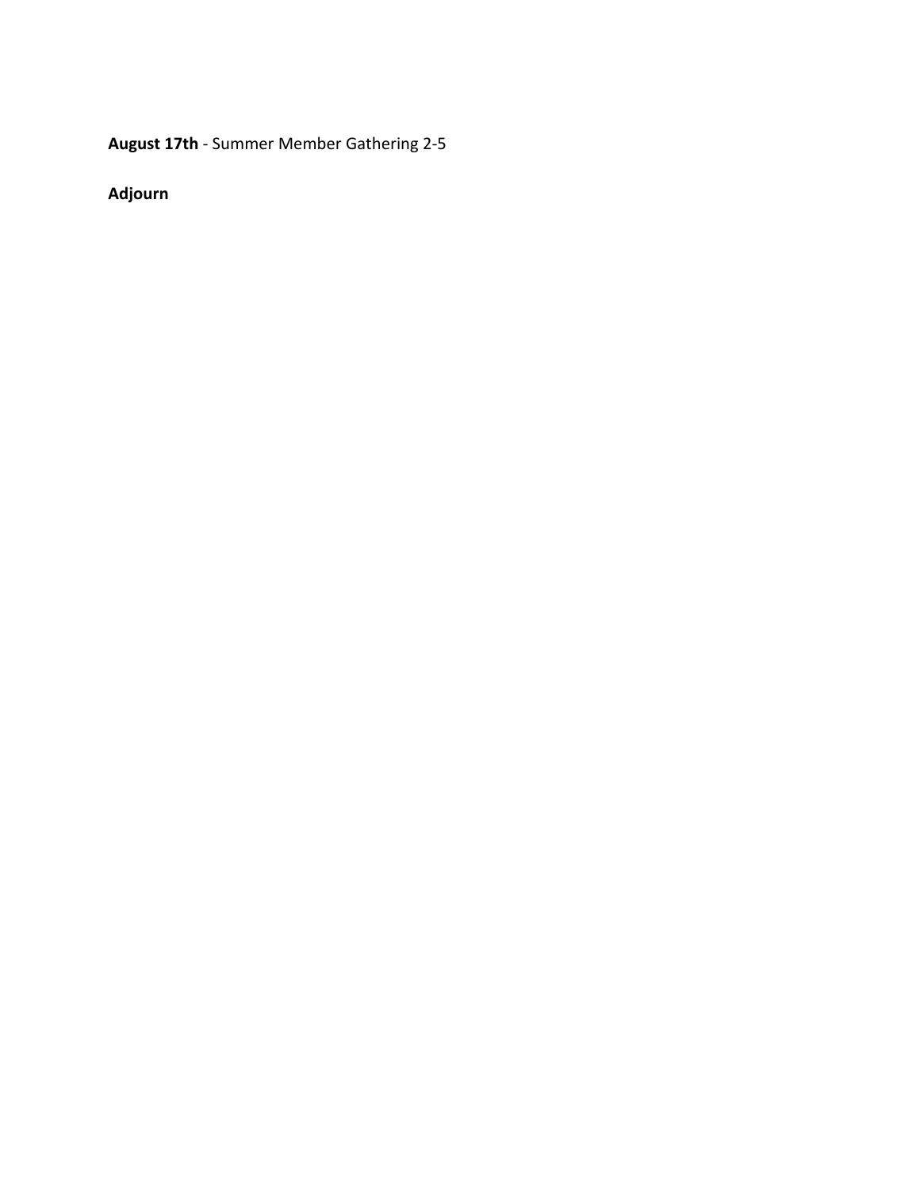**August 17th** - Summer Member Gathering 2-5

**Adjourn**